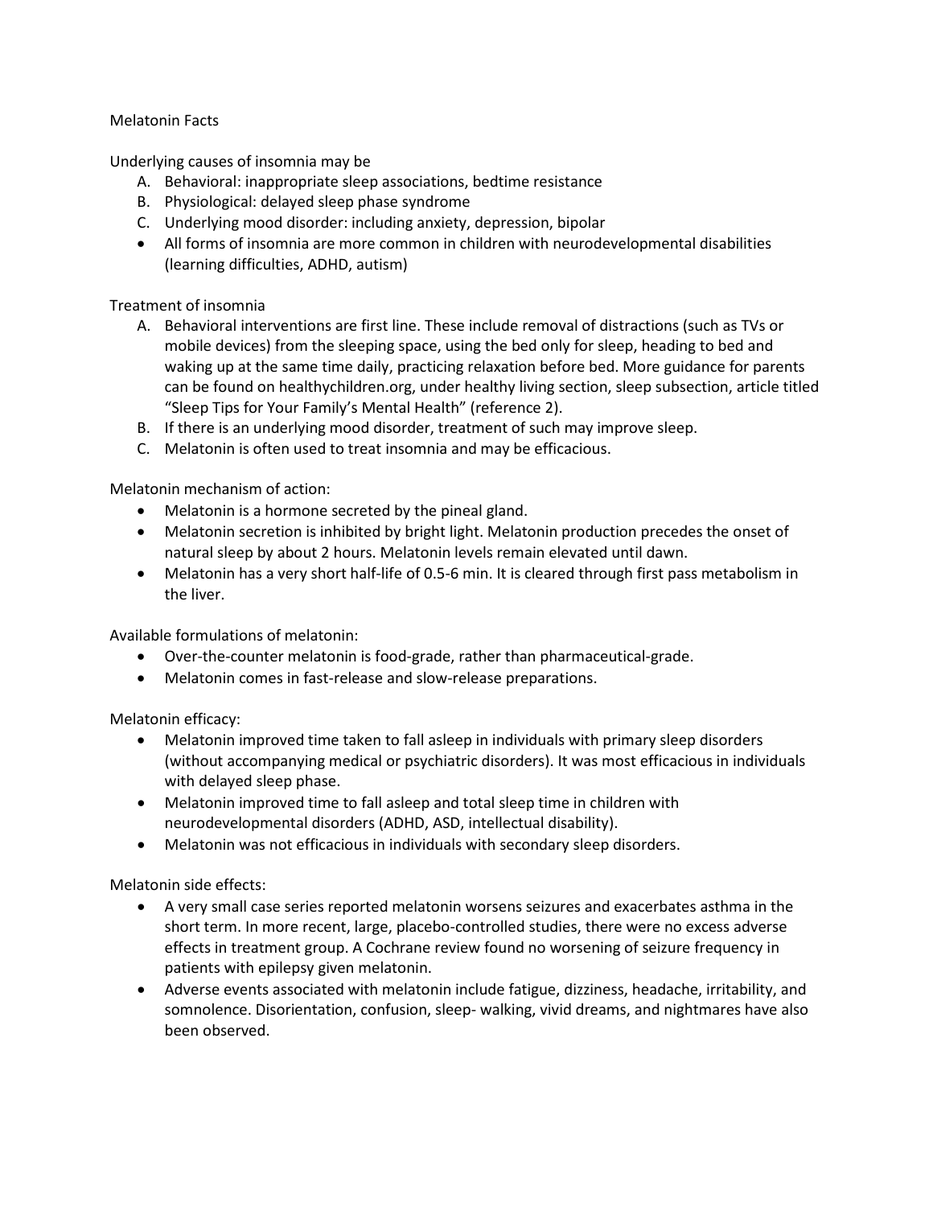# Melatonin Facts

Underlying causes of insomnia may be

A. Behavioral: inappropriate sleep associations, bedtime resistance
B. Physiological: delayed sleep phase syndrome
C. Underlying mood disorder: including anxiety, depression, bipolar

- All forms of insomnia are more common in children with neurodevelopmental disabilities (learning difficulties, ADHD, autism)

Treatment of insomnia

A. Behavioral interventions are first line. These include removal of distractions (such as TVs or mobile devices) from the sleeping space, using the bed only for sleep, heading to bed and waking up at the same time daily, practicing relaxation before bed. More guidance for parents can be found on healthychildren.org, under healthy living section, sleep subsection, article titled "Sleep Tips for Your Family's Mental Health" (reference 2).
B. If there is an underlying mood disorder, treatment of such may improve sleep.
C. Melatonin is often used to treat insomnia and may be efficacious.

Melatonin mechanism of action:

- Melatonin is a hormone secreted by the pineal gland.
- Melatonin secretion is inhibited by bright light. Melatonin production precedes the onset of natural sleep by about 2 hours. Melatonin levels remain elevated until dawn.
- Melatonin has a very short half-life of 0.5-6 min. It is cleared through first pass metabolism in the liver.

Available formulations of melatonin:

- Over-the-counter melatonin is food-grade, rather than pharmaceutical-grade.
- Melatonin comes in fast-release and slow-release preparations.

Melatonin efficacy:

- Melatonin improved time taken to fall asleep in individuals with primary sleep disorders (without accompanying medical or psychiatric disorders). It was most efficacious in individuals with delayed sleep phase.
- Melatonin improved time to fall asleep and total sleep time in children with neurodevelopmental disorders (ADHD, ASD, intellectual disability).
- Melatonin was not efficacious in individuals with secondary sleep disorders.

Melatonin side effects:

- A very small case series reported melatonin worsens seizures and exacerbates asthma in the short term. In more recent, large, placebo-controlled studies, there were no excess adverse effects in treatment group. A Cochrane review found no worsening of seizure frequency in patients with epilepsy given melatonin.
- Adverse events associated with melatonin include fatigue, dizziness, headache, irritability, and somnolence. Disorientation, confusion, sleep- walking, vivid dreams, and nightmares have also been observed.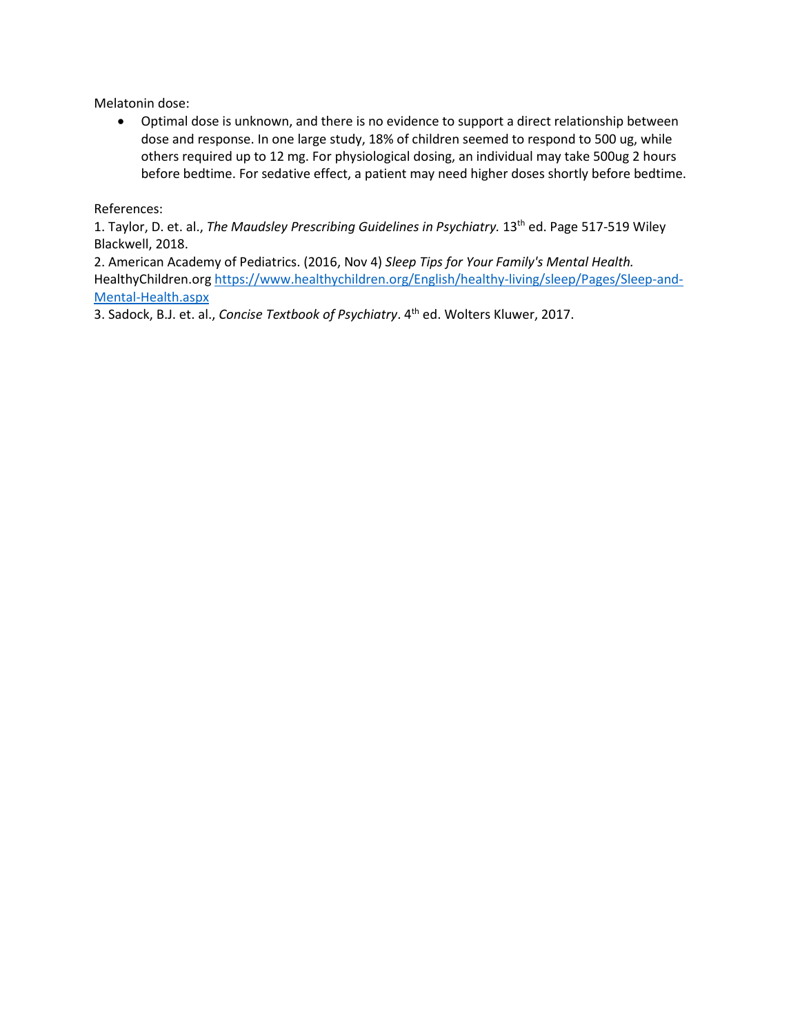Melatonin dose:

- Optimal dose is unknown, and there is no evidence to support a direct relationship between dose and response. In one large study, 18% of children seemed to respond to 500 ug, while others required up to 12 mg. For physiological dosing, an individual may take 500ug 2 hours before bedtime. For sedative effect, a patient may need higher doses shortly before bedtime.

References:

1. Taylor, D. et. al., *The Maudsley Prescribing Guidelines in Psychiatry.* 13th ed. Page 517-519 Wiley Blackwell, 2018.
2. American Academy of Pediatrics. (2016, Nov 4) *Sleep Tips for Your Family's Mental Health.* HealthyChildren.org [https://www.healthychildren.org/English/healthy-living/sleep/Pages/Sleep-and-Mental-Health.aspx](https://www.healthychildren.org/English/healthy-living/sleep/Pages/Sleep-and-Mental-Health.aspx)
3. Sadock, B.J. et. al., *Concise Textbook of Psychiatry*. 4th ed. Wolters Kluwer, 2017.